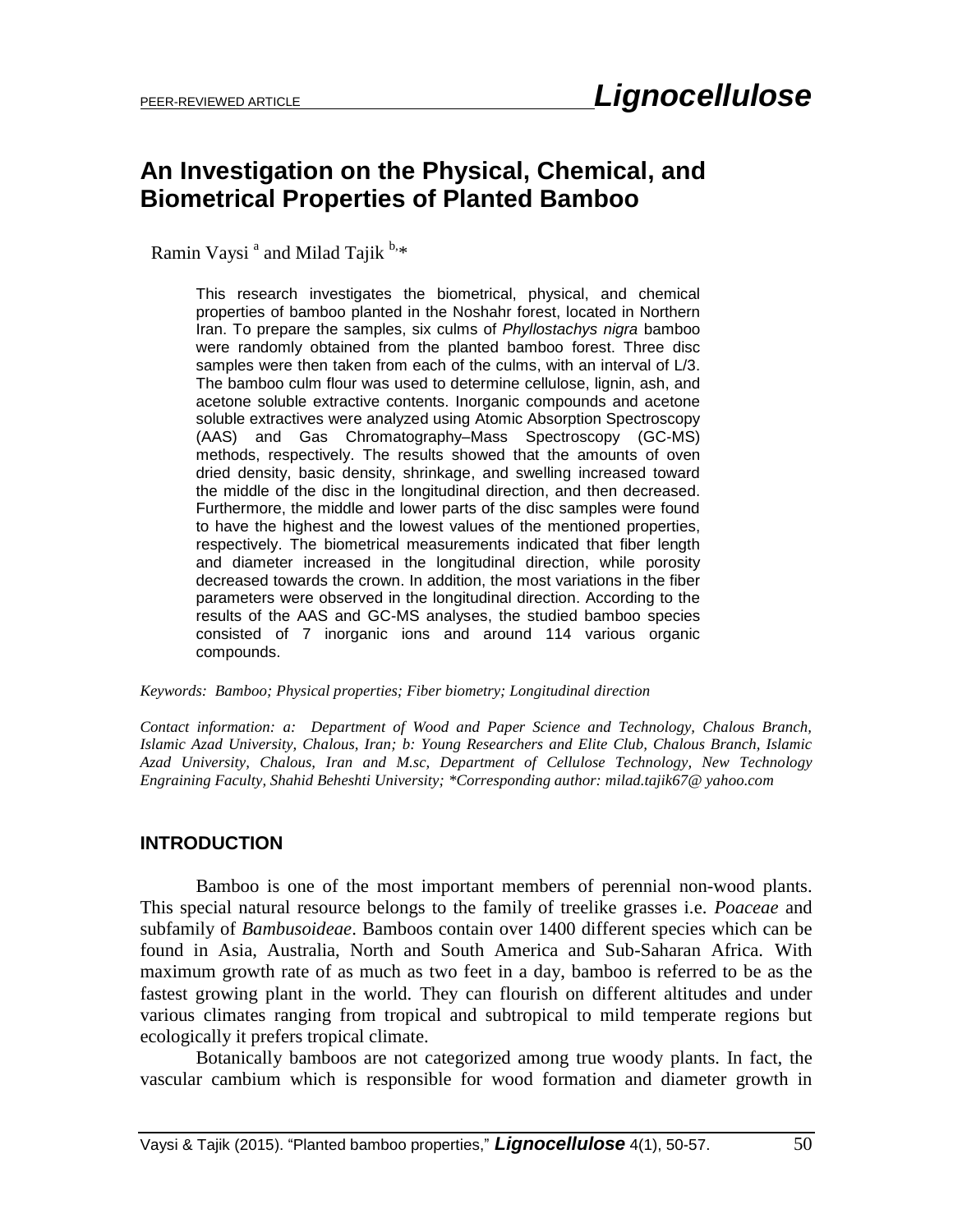PEER-REVIEWED ARTICLE

# An Investigation on the Physical, Chemical, and Biometrical Properties of Planted Bamboo

Ramin Vaysi [a] and Milad Tajik [b,]*

This research investigates the biometrical, physical, and chemical properties of bamboo planted in the Noshahr forest, located in Northern Iran. To prepare the samples, six culms of *Phyllostachys nigra* bamboo were randomly obtained from the planted bamboo forest. Three disc samples were then taken from each of the culms, with an interval of L/3. The bamboo culm flour was used to determine cellulose, lignin, ash, and acetone soluble extractive contents. Inorganic compounds and acetone soluble extractives were analyzed using Atomic Absorption Spectroscopy (AAS) and Gas Chromatography–Mass Spectroscopy (GC-MS) methods, respectively. The results showed that the amounts of oven dried density, basic density, shrinkage, and swelling increased toward the middle of the disc in the longitudinal direction, and then decreased. Furthermore, the middle and lower parts of the disc samples were found to have the highest and the lowest values of the mentioned properties, respectively. The biometrical measurements indicated that fiber length and diameter increased in the longitudinal direction, while porosity decreased towards the crown. In addition, the most variations in the fiber parameters were observed in the longitudinal direction. According to the results of the AAS and GC-MS analyses, the studied bamboo species consisted of 7 inorganic ions and around 114 various organic compounds.

*Keywords: Bamboo; Physical properties; Fiber biometry; Longitudinal direction*

*Contact information: a: Department of Wood and Paper Science and Technology, Chalous Branch, Islamic Azad University, Chalous, Iran; b: Young Researchers and Elite Club, Chalous Branch, Islamic Azad University, Chalous, Iran and M.sc, Department of Cellulose Technology, New Technology Engraining Faculty, Shahid Beheshti University; *Corresponding author: milad.tajik67@ yahoo.com*

## INTRODUCTION

Bamboo is one of the most important members of perennial non-wood plants. This special natural resource belongs to the family of treelike grasses i.e. *Poaceae* and subfamily of *Bambusoideae*. Bamboos contain over 1400 different species which can be found in Asia, Australia, North and South America and Sub-Saharan Africa. With maximum growth rate of as much as two feet in a day, bamboo is referred to be as the fastest growing plant in the world. They can flourish on different altitudes and under various climates ranging from tropical and subtropical to mild temperate regions but ecologically it prefers tropical climate.

Botanically bamboos are not categorized among true woody plants. In fact, the vascular cambium which is responsible for wood formation and diameter growth in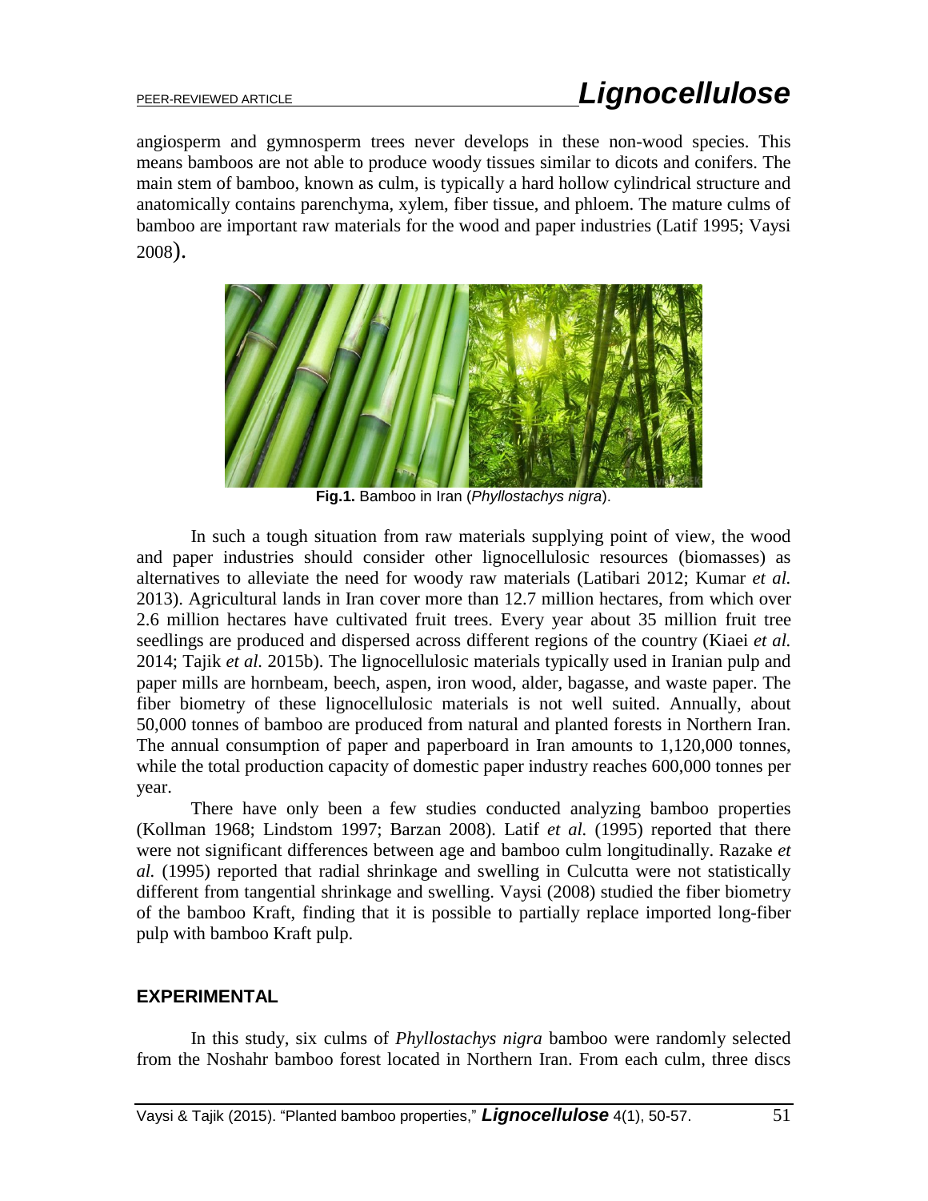angiosperm and gymnosperm trees never develops in these non-wood species. This means bamboos are not able to produce woody tissues similar to dicots and conifers. The main stem of bamboo, known as culm, is typically a hard hollow cylindrical structure and anatomically contains parenchyma, xylem, fiber tissue, and phloem. The mature culms of bamboo are important raw materials for the wood and paper industries (Latif 1995; Vaysi 2008).

**Fig.1.** Bamboo in Iran (*Phyllostachys nigra*).

In such a tough situation from raw materials supplying point of view, the wood and paper industries should consider other lignocellulosic resources (biomasses) as alternatives to alleviate the need for woody raw materials (Latibari 2012; Kumar *et al.* 2013). Agricultural lands in Iran cover more than 12.7 million hectares, from which over 2.6 million hectares have cultivated fruit trees. Every year about 35 million fruit tree seedlings are produced and dispersed across different regions of the country (Kiaei *et al.* 2014; Tajik *et al.* 2015b). The lignocellulosic materials typically used in Iranian pulp and paper mills are hornbeam, beech, aspen, iron wood, alder, bagasse, and waste paper. The fiber biometry of these lignocellulosic materials is not well suited. Annually, about 50,000 tonnes of bamboo are produced from natural and planted forests in Northern Iran. The annual consumption of paper and paperboard in Iran amounts to 1,120,000 tonnes, while the total production capacity of domestic paper industry reaches 600,000 tonnes per year.

There have only been a few studies conducted analyzing bamboo properties (Kollman 1968; Lindstom 1997; Barzan 2008). Latif *et al.* (1995) reported that there were not significant differences between age and bamboo culm longitudinally. Razake *et al.* (1995) reported that radial shrinkage and swelling in Culcutta were not statistically different from tangential shrinkage and swelling. Vaysi (2008) studied the fiber biometry of the bamboo Kraft, finding that it is possible to partially replace imported long-fiber pulp with bamboo Kraft pulp.

## EXPERIMENTAL

In this study, six culms of *Phyllostachys nigra* bamboo were randomly selected from the Noshahr bamboo forest located in Northern Iran. From each culm, three discs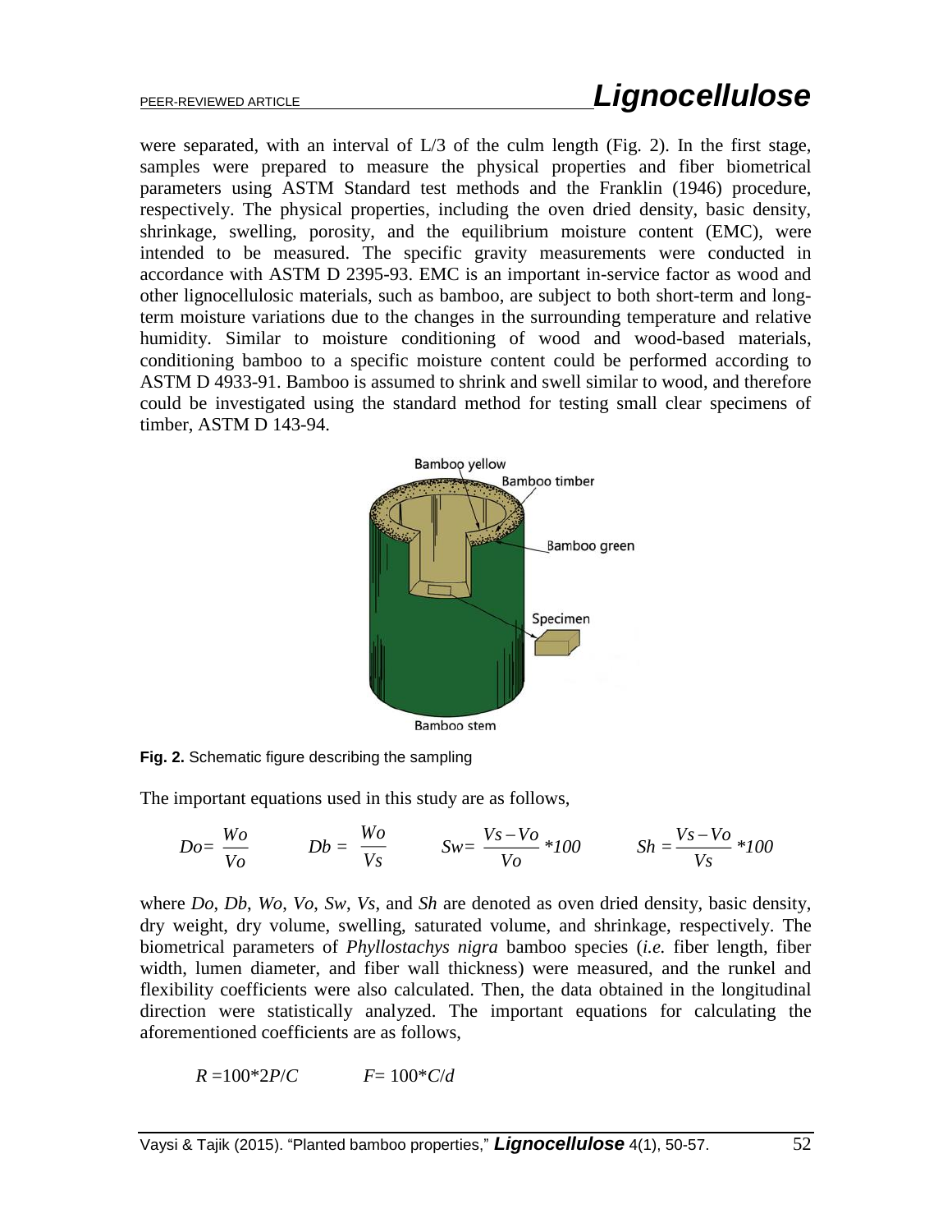were separated, with an interval of L/3 of the culm length (Fig. 2). In the first stage, samples were prepared to measure the physical properties and fiber biometrical parameters using ASTM Standard test methods and the Franklin (1946) procedure, respectively. The physical properties, including the oven dried density, basic density, shrinkage, swelling, porosity, and the equilibrium moisture content (EMC), were intended to be measured. The specific gravity measurements were conducted in accordance with ASTM D 2395-93. EMC is an important in-service factor as wood and other lignocellulosic materials, such as bamboo, are subject to both short-term and long-term moisture variations due to the changes in the surrounding temperature and relative humidity. Similar to moisture conditioning of wood and wood-based materials, conditioning bamboo to a specific moisture content could be performed according to ASTM D 4933-91. Bamboo is assumed to shrink and swell similar to wood, and therefore could be investigated using the standard method for testing small clear specimens of timber, ASTM D 143-94.

**Fig. 2.** Schematic figure describing the sampling

The important equations used in this study are as follows,

$$Do = \frac{Wo}{Vo} \qquad Db = \frac{Wo}{Vs} \qquad Sw = \frac{Vs - Vo}{Vo} * 100 \qquad Sh = \frac{Vs - Vo}{Vs} * 100$$

where $Do$, $Db$, $Wo$, $Vo$, $Sw$, $Vs$, and $Sh$ are denoted as oven dried density, basic density, dry weight, dry volume, swelling, saturated volume, and shrinkage, respectively. The biometrical parameters of *Phyllostachys nigra* bamboo species (*i.e.* fiber length, fiber width, lumen diameter, and fiber wall thickness) were measured, and the runkel and flexibility coefficients were also calculated. Then, the data obtained in the longitudinal direction were statistically analyzed. The important equations for calculating the aforementioned coefficients are as follows,

$$R = 100 * 2P/C \qquad F = 100 * C/d$$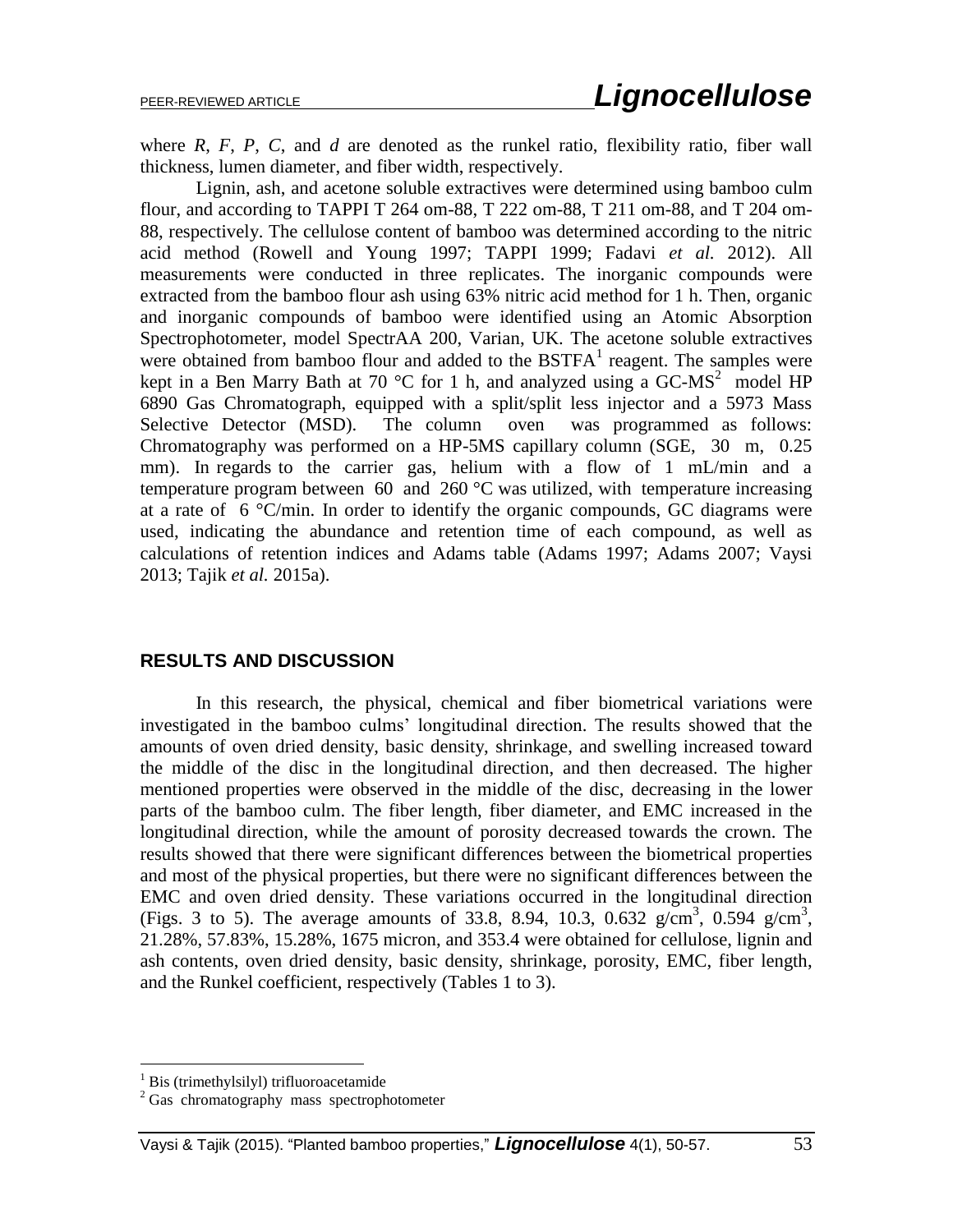where *R*, *F*, *P*, *C*, and *d* are denoted as the runkel ratio, flexibility ratio, fiber wall thickness, lumen diameter, and fiber width, respectively.

Lignin, ash, and acetone soluble extractives were determined using bamboo culm flour, and according to TAPPI T 264 om-88, T 222 om-88, T 211 om-88, and T 204 om-88, respectively. The cellulose content of bamboo was determined according to the nitric acid method (Rowell and Young 1997; TAPPI 1999; Fadavi *et al.* 2012). All measurements were conducted in three replicates. The inorganic compounds were extracted from the bamboo flour ash using 63% nitric acid method for 1 h. Then, organic and inorganic compounds of bamboo were identified using an Atomic Absorption Spectrophotometer, model SpectrAA 200, Varian, UK. The acetone soluble extractives were obtained from bamboo flour and added to the BSTFA[1] reagent. The samples were kept in a Ben Marry Bath at 70 °C for 1 h, and analyzed using a GC-MS[2] model HP 6890 Gas Chromatograph, equipped with a split/split less injector and a 5973 Mass Selective Detector (MSD). The column oven was programmed as follows: Chromatography was performed on a HP-5MS capillary column (SGE, 30 m, 0.25 mm). In regards to the carrier gas, helium with a flow of 1 mL/min and a temperature program between 60 and 260 °C was utilized, with temperature increasing at a rate of 6 °C/min. In order to identify the organic compounds, GC diagrams were used, indicating the abundance and retention time of each compound, as well as calculations of retention indices and Adams table (Adams 1997; Adams 2007; Vaysi 2013; Tajik *et al.* 2015a).

## RESULTS AND DISCUSSION

In this research, the physical, chemical and fiber biometrical variations were investigated in the bamboo culms' longitudinal direction. The results showed that the amounts of oven dried density, basic density, shrinkage, and swelling increased toward the middle of the disc in the longitudinal direction, and then decreased. The higher mentioned properties were observed in the middle of the disc, decreasing in the lower parts of the bamboo culm. The fiber length, fiber diameter, and EMC increased in the longitudinal direction, while the amount of porosity decreased towards the crown. The results showed that there were significant differences between the biometrical properties and most of the physical properties, but there were no significant differences between the EMC and oven dried density. These variations occurred in the longitudinal direction (Figs. 3 to 5). The average amounts of 33.8, 8.94, 10.3, 0.632 g/cm$^3$, 0.594 g/cm$^3$, 21.28%, 57.83%, 15.28%, 1675 micron, and 353.4 were obtained for cellulose, lignin and ash contents, oven dried density, basic density, shrinkage, porosity, EMC, fiber length, and the Runkel coefficient, respectively (Tables 1 to 3).

[1] Bis (trimethylsilyl) trifluoroacetamide

[2] Gas chromatography mass spectrophotometer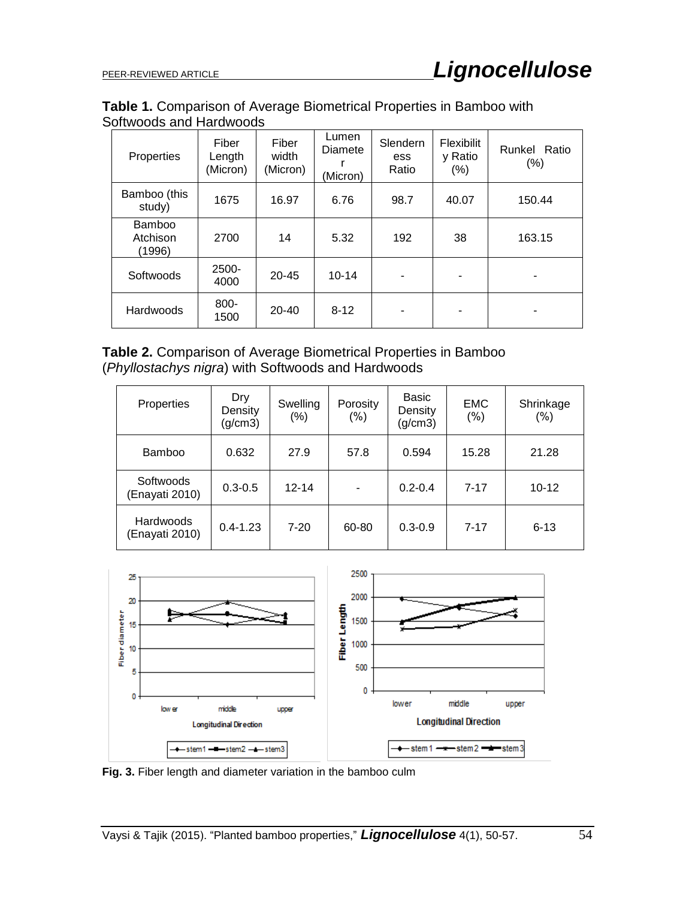**Table 1.** Comparison of Average Biometrical Properties in Bamboo with Softwoods and Hardwoods

| Properties | Fiber Length (Micron) | Fiber width (Micron) | Lumen Diameter (Micron) | Slenderness Ratio | Flexibility Ratio (%) | Runkel Ratio (%) |
|---|---|---|---|---|---|---|
| Bamboo (this study) | 1675 | 16.97 | 6.76 | 98.7 | 40.07 | 150.44 |
| Bamboo Atchison (1996) | 2700 | 14 | 5.32 | 192 | 38 | 163.15 |
| Softwoods | 2500-4000 | 20-45 | 10-14 | - | - | - |
| Hardwoods | 800-1500 | 20-40 | 8-12 | - | - | - |

**Table 2.** Comparison of Average Biometrical Properties in Bamboo (*Phyllostachys nigra*) with Softwoods and Hardwoods

| Properties | Dry Density (g/cm3) | Swelling (%) | Porosity (%) | Basic Density (g/cm3) | EMC (%) | Shrinkage (%) |
|---|---|---|---|---|---|---|
| Bamboo | 0.632 | 27.9 | 57.8 | 0.594 | 15.28 | 21.28 |
| Softwoods (Enayati 2010) | 0.3-0.5 | 12-14 | - | 0.2-0.4 | 7-17 | 10-12 |
| Hardwoods (Enayati 2010) | 0.4-1.23 | 7-20 | 60-80 | 0.3-0.9 | 7-17 | 6-13 |

**Fig. 3.** Fiber length and diameter variation in the bamboo culm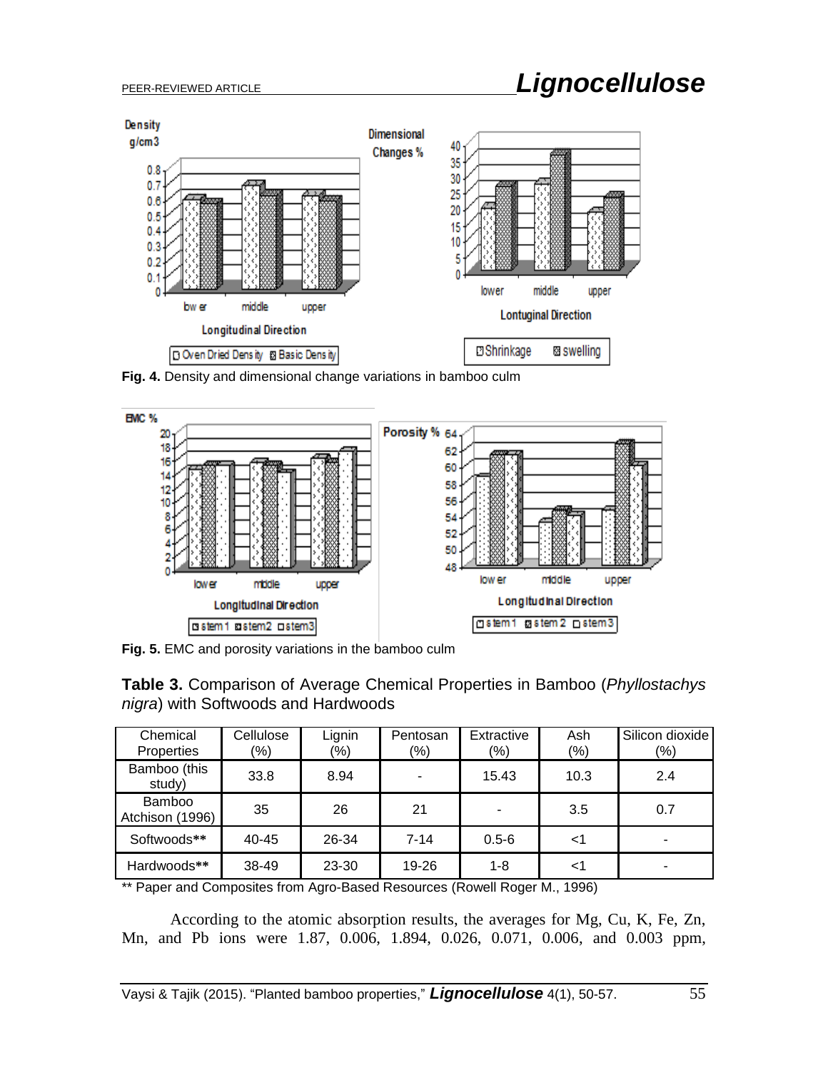Fig. 4. Density and dimensional change variations in bamboo culm

Fig. 5. EMC and porosity variations in the bamboo culm

**Table 3.** Comparison of Average Chemical Properties in Bamboo (*Phyllostachys nigra*) with Softwoods and Hardwoods

| Chemical Properties | Cellulose (%) | Lignin (%) | Pentosan (%) | Extractive (%) | Ash (%) | Silicon dioxide (%) |
|---|---|---|---|---|---|---|
| Bamboo (this study) | 33.8 | 8.94 | - | 15.43 | 10.3 | 2.4 |
| Bamboo Atchison (1996) | 35 | 26 | 21 | - | 3.5 | 0.7 |
| Softwoods** | 40-45 | 26-34 | 7-14 | 0.5-6 | <1 | - |
| Hardwoods** | 38-49 | 23-30 | 19-26 | 1-8 | <1 | - |

** Paper and Composites from Agro-Based Resources (Rowell Roger M., 1996)

According to the atomic absorption results, the averages for Mg, Cu, K, Fe, Zn, Mn, and Pb ions were 1.87, 0.006, 1.894, 0.026, 0.071, 0.006, and 0.003 ppm,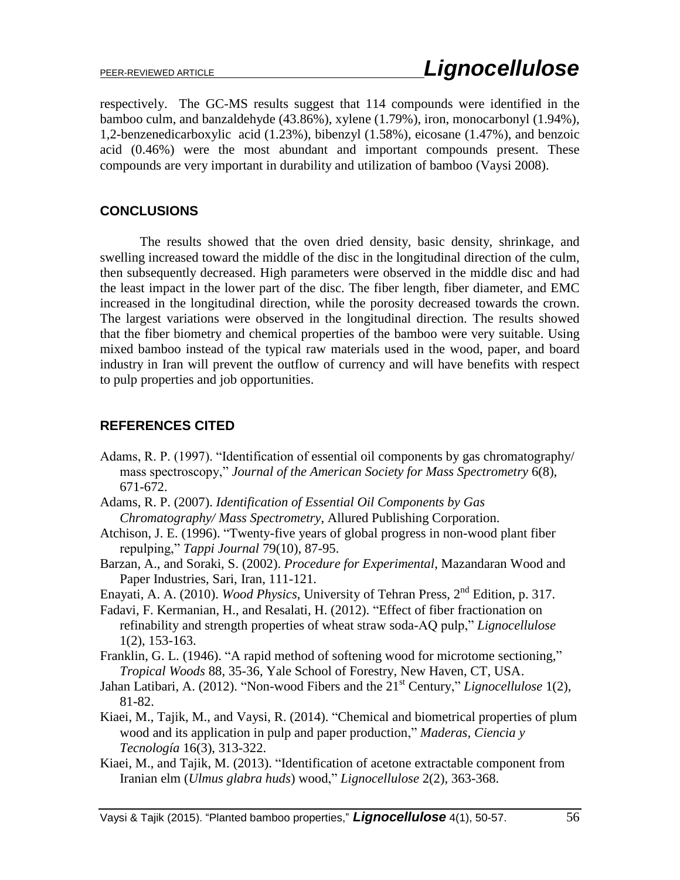respectively. The GC-MS results suggest that 114 compounds were identified in the bamboo culm, and banzaldehyde (43.86%), xylene (1.79%), iron, monocarbonyl (1.94%), 1,2-benzenedicarboxylic acid (1.23%), bibenzyl (1.58%), eicosane (1.47%), and benzoic acid (0.46%) were the most abundant and important compounds present. These compounds are very important in durability and utilization of bamboo (Vaysi 2008).

## CONCLUSIONS

The results showed that the oven dried density, basic density, shrinkage, and swelling increased toward the middle of the disc in the longitudinal direction of the culm, then subsequently decreased. High parameters were observed in the middle disc and had the least impact in the lower part of the disc. The fiber length, fiber diameter, and EMC increased in the longitudinal direction, while the porosity decreased towards the crown. The largest variations were observed in the longitudinal direction. The results showed that the fiber biometry and chemical properties of the bamboo were very suitable. Using mixed bamboo instead of the typical raw materials used in the wood, paper, and board industry in Iran will prevent the outflow of currency and will have benefits with respect to pulp properties and job opportunities.

## REFERENCES CITED

Adams, R. P. (1997). "Identification of essential oil components by gas chromatography/ mass spectroscopy," *Journal of the American Society for Mass Spectrometry* 6(8), 671-672.

Adams, R. P. (2007). *Identification of Essential Oil Components by Gas Chromatography/ Mass Spectrometry*, Allured Publishing Corporation.

Atchison, J. E. (1996). "Twenty-five years of global progress in non-wood plant fiber repulping," *Tappi Journal* 79(10), 87-95.

Barzan, A., and Soraki, S. (2002). *Procedure for Experimental*, Mazandaran Wood and Paper Industries, Sari, Iran, 111-121.

Enayati, A. A. (2010). *Wood Physics*, University of Tehran Press, 2nd Edition, p. 317.

Fadavi, F. Kermanian, H., and Resalati, H. (2012). "Effect of fiber fractionation on refinability and strength properties of wheat straw soda-AQ pulp," *Lignocellulose* 1(2), 153-163.

Franklin, G. L. (1946). "A rapid method of softening wood for microtome sectioning," *Tropical Woods* 88, 35-36, Yale School of Forestry, New Haven, CT, USA.

Jahan Latibari, A. (2012). "Non-wood Fibers and the 21st Century," *Lignocellulose* 1(2), 81-82.

Kiaei, M., Tajik, M., and Vaysi, R. (2014). "Chemical and biometrical properties of plum wood and its application in pulp and paper production," *Maderas, Ciencia y Tecnología* 16(3), 313-322.

Kiaei, M., and Tajik, M. (2013). "Identification of acetone extractable component from Iranian elm (*Ulmus glabra huds*) wood," *Lignocellulose* 2(2), 363-368.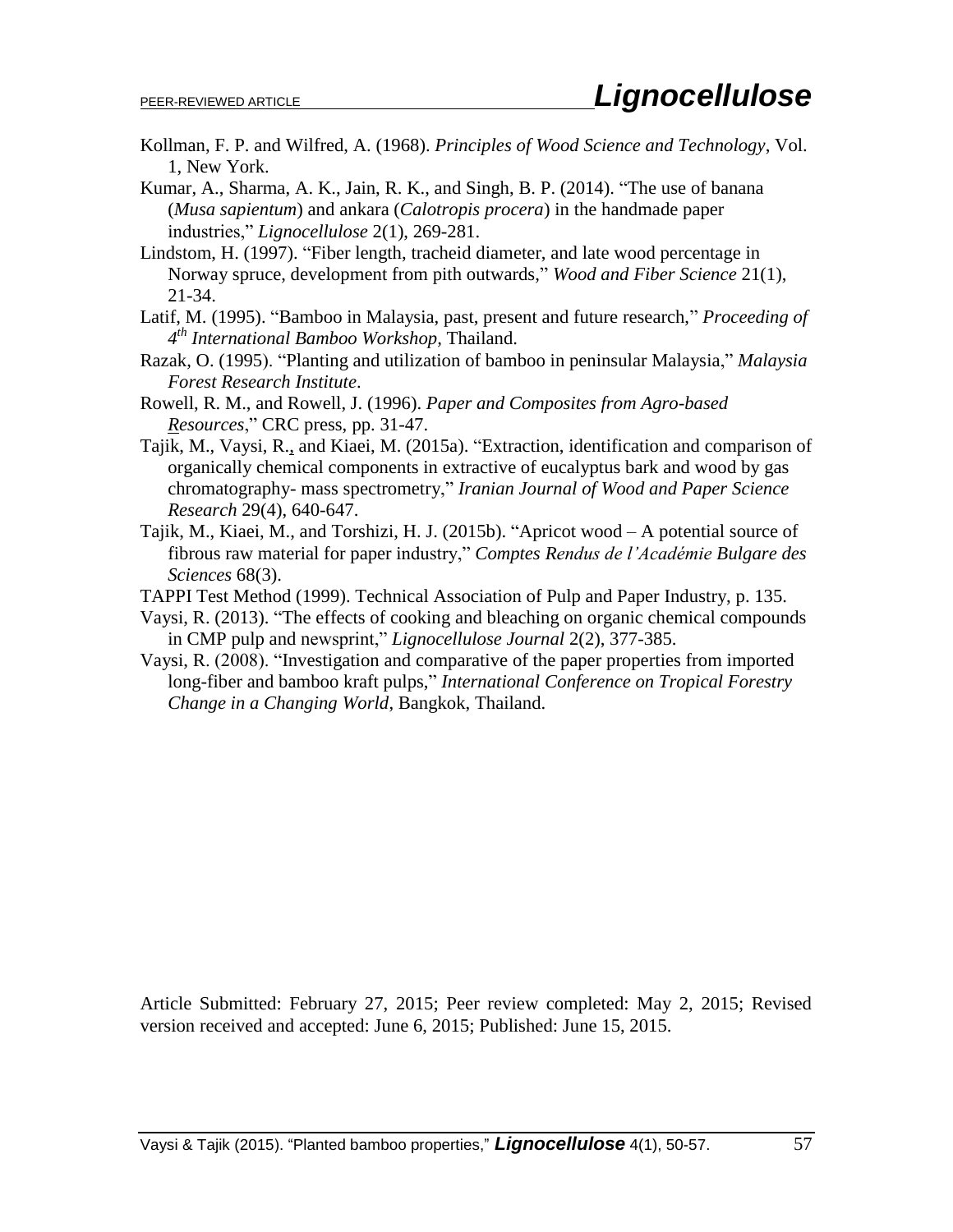Kollman, F. P. and Wilfred, A. (1968). *Principles of Wood Science and Technology*, Vol. 1, New York.

Kumar, A., Sharma, A. K., Jain, R. K., and Singh, B. P. (2014). "The use of banana (*Musa sapientum*) and ankara (*Calotropis procera*) in the handmade paper industries," *Lignocellulose* 2(1), 269-281.

Lindstom, H. (1997). "Fiber length, tracheid diameter, and late wood percentage in Norway spruce, development from pith outwards," *Wood and Fiber Science* 21(1), 21-34.

Latif, M. (1995). "Bamboo in Malaysia, past, present and future research," *Proceeding of 4th International Bamboo Workshop*, Thailand.

Razak, O. (1995). "Planting and utilization of bamboo in peninsular Malaysia," *Malaysia Forest Research Institute*.

Rowell, R. M., and Rowell, J. (1996). *Paper and Composites from Agro-based Resources*," CRC press, pp. 31-47.

Tajik, M., Vaysi, R., and Kiaei, M. (2015a). "Extraction, identification and comparison of organically chemical components in extractive of eucalyptus bark and wood by gas chromatography- mass spectrometry," *Iranian Journal of Wood and Paper Science Research* 29(4), 640-647.

Tajik, M., Kiaei, M., and Torshizi, H. J. (2015b). "Apricot wood – A potential source of fibrous raw material for paper industry," *Comptes Rendus de l'Académie Bulgare des Sciences* 68(3).

TAPPI Test Method (1999). Technical Association of Pulp and Paper Industry, p. 135.

Vaysi, R. (2013). "The effects of cooking and bleaching on organic chemical compounds in CMP pulp and newsprint," *Lignocellulose Journal* 2(2), 377-385.

Vaysi, R. (2008). "Investigation and comparative of the paper properties from imported long-fiber and bamboo kraft pulps," *International Conference on Tropical Forestry Change in a Changing World*, Bangkok, Thailand.

Article Submitted: February 27, 2015; Peer review completed: May 2, 2015; Revised version received and accepted: June 6, 2015; Published: June 15, 2015.